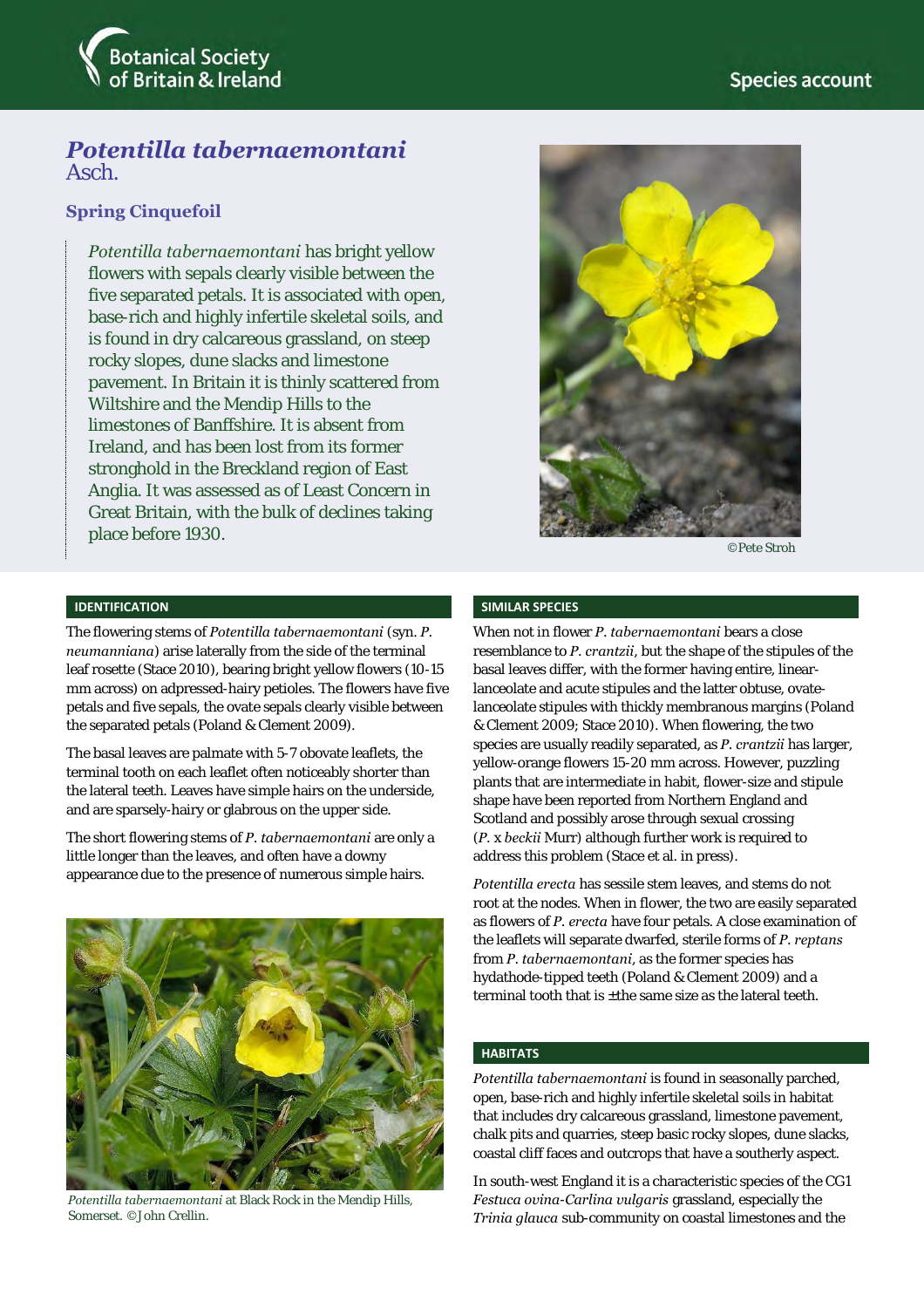Botanical Society of Britain & Ireland

Species account

# *Potentilla tabernaemontani* Asch.

## Spring Cinquefoil

*Potentilla tabernaemontani* has bright yellow flowers with sepals clearly visible between the five separated petals. It is associated with open, base-rich and highly infertile skeletal soils, and is found in dry calcareous grassland, on steep rocky slopes, dune slacks and limestone pavement. In Britain it is thinly scattered from Wiltshire and the Mendip Hills to the limestones of Banffshire. It is absent from Ireland, and has been lost from its former stronghold in the Breckland region of East Anglia. It was assessed as of Least Concern in Great Britain, with the bulk of declines taking place before 1930.

©Pete Stroh

### IDENTIFICATION

The flowering stems of *Potentilla tabernaemontani* (syn. *P. neumanniana*) arise laterally from the side of the terminal leaf rosette (Stace 2010), bearing bright yellow flowers (10-15 mm across) on adpressed-hairy petioles. The flowers have five petals and five sepals, the ovate sepals clearly visible between the separated petals (Poland & Clement 2009).

The basal leaves are palmate with 5-7 obovate leaflets, the terminal tooth on each leaflet often noticeably shorter than the lateral teeth. Leaves have simple hairs on the underside, and are sparsely-hairy or glabrous on the upper side.

The short flowering stems of *P. tabernaemontani* are only a little longer than the leaves, and often have a downy appearance due to the presence of numerous simple hairs.

*Potentilla tabernaemontani* at Black Rock in the Mendip Hills, Somerset. ©John Crellin.

### SIMILAR SPECIES

When not in flower *P. tabernaemontani* bears a close resemblance to *P. crantzii*, but the shape of the stipules of the basal leaves differ, with the former having entire, linear-lanceolate and acute stipules and the latter obtuse, ovate-lanceolate stipules with thickly membranous margins (Poland & Clement 2009; Stace 2010). When flowering, the two species are usually readily separated, as *P. crantzii* has larger, yellow-orange flowers 15-20 mm across. However, puzzling plants that are intermediate in habit, flower-size and stipule shape have been reported from Northern England and Scotland and possibly arose through sexual crossing (*P.* x *beckii* Murr) although further work is required to address this problem (Stace et al. in press).

*Potentilla erecta* has sessile stem leaves, and stems do not root at the nodes. When in flower, the two are easily separated as flowers of *P. erecta* have four petals. A close examination of the leaflets will separate dwarfed, sterile forms of *P. reptans* from *P. tabernaemontani*, as the former species has hydathode-tipped teeth (Poland & Clement 2009) and a terminal tooth that is ±the same size as the lateral teeth.

### HABITATS

*Potentilla tabernaemontani* is found in seasonally parched, open, base-rich and highly infertile skeletal soils in habitat that includes dry calcareous grassland, limestone pavement, chalk pits and quarries, steep basic rocky slopes, dune slacks, coastal cliff faces and outcrops that have a southerly aspect.

In south-west England it is a characteristic species of the CG1 *Festuca ovina-Carlina vulgaris* grassland, especially the *Trinia glauca* sub-community on coastal limestones and the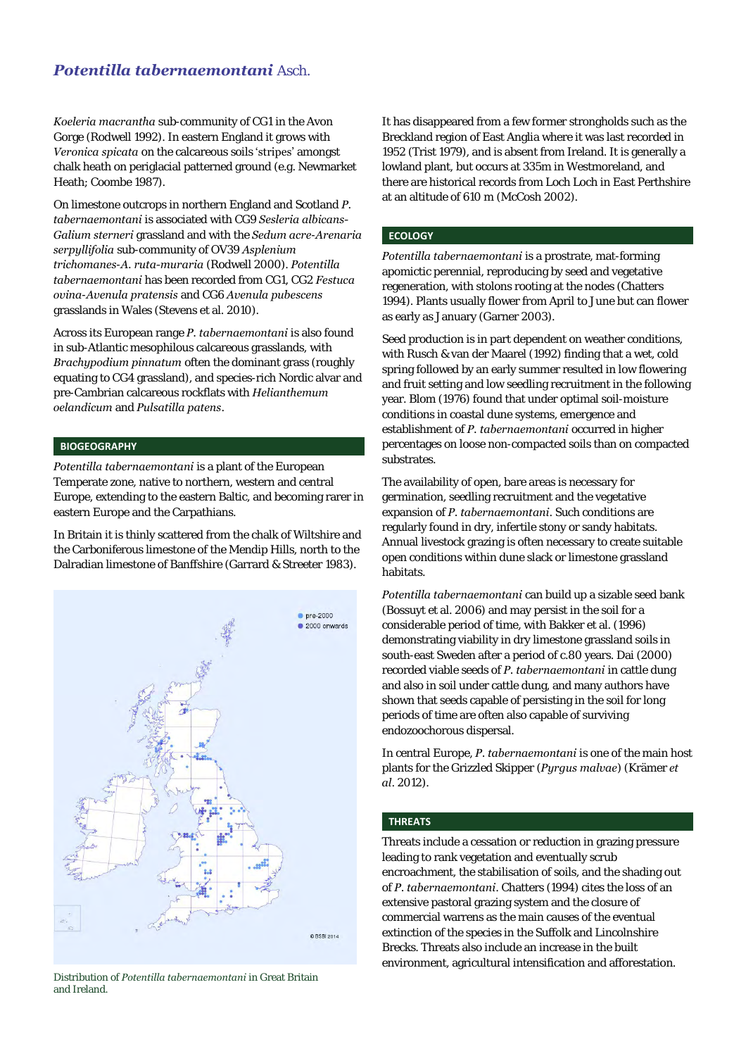## *Potentilla tabernaemontani* Asch.

*Koeleria macrantha* sub-community of CG1 in the Avon Gorge (Rodwell 1992). In eastern England it grows with *Veronica spicata* on the calcareous soils 'stripes' amongst chalk heath on periglacial patterned ground (e.g. Newmarket Heath; Coombe 1987).

On limestone outcrops in northern England and Scotland *P. tabernaemontani* is associated with CG9 *Sesleria albicans-Galium sterneri* grassland and with the *Sedum acre-Arenaria serpyllifolia* sub-community of OV39 *Asplenium trichomanes-A. ruta-muraria* (Rodwell 2000). *Potentilla tabernaemontani* has been recorded from CG1, CG2 *Festuca ovina-Avenula pratensis* and CG6 *Avenula pubescens* grasslands in Wales (Stevens et al. 2010).

Across its European range *P. tabernaemontani* is also found in sub-Atlantic mesophilous calcareous grasslands, with *Brachypodium pinnatum* often the dominant grass (roughly equating to CG4 grassland), and species-rich Nordic alvar and pre-Cambrian calcareous rockflats with *Helianthemum oelandicum* and *Pulsatilla patens*.

### BIOGEOGRAPHY

*Potentilla tabernaemontani* is a plant of the European Temperate zone, native to northern, western and central Europe, extending to the eastern Baltic, and becoming rarer in eastern Europe and the Carpathians.

In Britain it is thinly scattered from the chalk of Wiltshire and the Carboniferous limestone of the Mendip Hills, north to the Dalradian limestone of Banffshire (Garrard & Streeter 1983).

Distribution of *Potentilla tabernaemontani* in Great Britain and Ireland.

It has disappeared from a few former strongholds such as the Breckland region of East Anglia where it was last recorded in 1952 (Trist 1979), and is absent from Ireland. It is generally a lowland plant, but occurs at 335m in Westmoreland, and there are historical records from Loch Loch in East Perthshire at an altitude of 610 m (McCosh 2002).

### ECOLOGY

*Potentilla tabernaemontani* is a prostrate, mat-forming apomictic perennial, reproducing by seed and vegetative regeneration, with stolons rooting at the nodes (Chatters 1994). Plants usually flower from April to June but can flower as early as January (Garner 2003).

Seed production is in part dependent on weather conditions, with Rusch & van der Maarel (1992) finding that a wet, cold spring followed by an early summer resulted in low flowering and fruit setting and low seedling recruitment in the following year. Blom (1976) found that under optimal soil-moisture conditions in coastal dune systems, emergence and establishment of *P. tabernaemontani* occurred in higher percentages on loose non-compacted soils than on compacted substrates.

The availability of open, bare areas is necessary for germination, seedling recruitment and the vegetative expansion of *P. tabernaemontani*. Such conditions are regularly found in dry, infertile stony or sandy habitats. Annual livestock grazing is often necessary to create suitable open conditions within dune slack or limestone grassland habitats.

*Potentilla tabernaemontani* can build up a sizable seed bank (Bossuyt et al. 2006) and may persist in the soil for a considerable period of time, with Bakker et al. (1996) demonstrating viability in dry limestone grassland soils in south-east Sweden after a period of c.80 years. Dai (2000) recorded viable seeds of *P. tabernaemontani* in cattle dung and also in soil under cattle dung, and many authors have shown that seeds capable of persisting in the soil for long periods of time are often also capable of surviving endozoochorous dispersal.

In central Europe, *P. tabernaemontani* is one of the main host plants for the Grizzled Skipper (*Pyrgus malvae*) (Krämer *et al*. 2012).

### THREATS

Threats include a cessation or reduction in grazing pressure leading to rank vegetation and eventually scrub encroachment, the stabilisation of soils, and the shading out of *P. tabernaemontani*. Chatters (1994) cites the loss of an extensive pastoral grazing system and the closure of commercial warrens as the main causes of the eventual extinction of the species in the Suffolk and Lincolnshire Brecks. Threats also include an increase in the built environment, agricultural intensification and afforestation.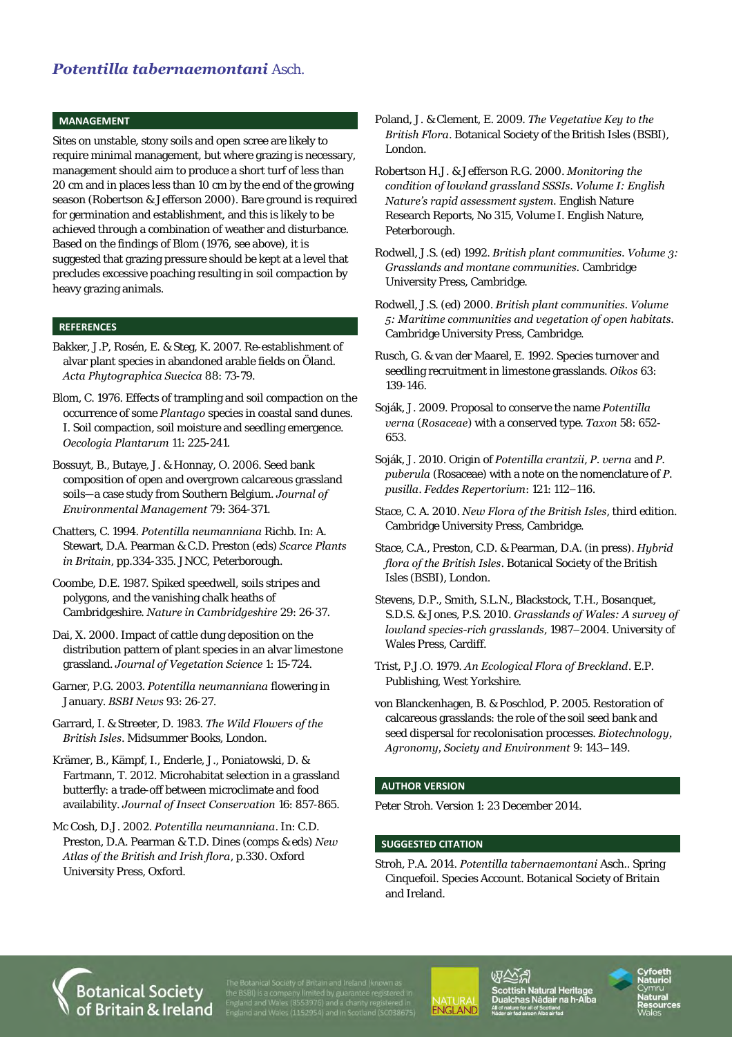# *Potentilla tabernaemontani* Asch.

## MANAGEMENT

Sites on unstable, stony soils and open scree are likely to require minimal management, but where grazing is necessary, management should aim to produce a short turf of less than 20 cm and in places less than 10 cm by the end of the growing season (Robertson & Jefferson 2000). Bare ground is required for germination and establishment, and this is likely to be achieved through a combination of weather and disturbance. Based on the findings of Blom (1976, see above), it is suggested that grazing pressure should be kept at a level that precludes excessive poaching resulting in soil compaction by heavy grazing animals.

## REFERENCES

Bakker, J.P, Rosén, E. & Steg, K. 2007. Re-establishment of alvar plant species in abandoned arable fields on Öland. *Acta Phytographica Suecica* 88: 73-79.

Blom, C. 1976. Effects of trampling and soil compaction on the occurrence of some *Plantago* species in coastal sand dunes. I. Soil compaction, soil moisture and seedling emergence. *Oecologia Plantarum* 11: 225-241.

Bossuyt, B., Butaye, J. & Honnay, O. 2006. Seed bank composition of open and overgrown calcareous grassland soils—a case study from Southern Belgium. *Journal of Environmental Management* 79: 364-371.

Chatters, C. 1994. *Potentilla neumanniana* Richb. In: A. Stewart, D.A. Pearman & C.D. Preston (eds) *Scarce Plants in Britain*, pp.334-335. JNCC, Peterborough.

Coombe, D.E. 1987. Spiked speedwell, soils stripes and polygons, and the vanishing chalk heaths of Cambridgeshire. *Nature in Cambridgeshire* 29: 26-37.

Dai, X. 2000. Impact of cattle dung deposition on the distribution pattern of plant species in an alvar limestone grassland. *Journal of Vegetation Science* 1: 15-724.

Garner, P.G. 2003. *Potentilla neumanniana* flowering in January. *BSBI News* 93: 26-27.

Garrard, I. & Streeter, D. 1983. *The Wild Flowers of the British Isles*. Midsummer Books, London.

Krämer, B., Kämpf, I., Enderle, J., Poniatowski, D. & Fartmann, T. 2012. Microhabitat selection in a grassland butterfly: a trade-off between microclimate and food availability. *Journal of Insect Conservation* 16: 857-865.

Mc Cosh, D.J. 2002. *Potentilla neumanniana*. In: C.D. Preston, D.A. Pearman & T.D. Dines (comps & eds) *New Atlas of the British and Irish flora*, p.330. Oxford University Press, Oxford.

Poland, J. & Clement, E. 2009. *The Vegetative Key to the British Flora*. Botanical Society of the British Isles (BSBI), London.

Robertson H.J. & Jefferson R.G. 2000. *Monitoring the condition of lowland grassland SSSIs. Volume I: English Nature's rapid assessment system.* English Nature Research Reports, No 315, Volume I. English Nature, Peterborough.

Rodwell, J.S. (ed) 1992. *British plant communities. Volume 3: Grasslands and montane communities*. Cambridge University Press, Cambridge.

Rodwell, J.S. (ed) 2000. *British plant communities. Volume 5: Maritime communities and vegetation of open habitats.* Cambridge University Press, Cambridge.

Rusch, G. & van der Maarel, E. 1992. Species turnover and seedling recruitment in limestone grasslands. *Oikos* 63: 139-146.

Soják, J. 2009. Proposal to conserve the name *Potentilla verna* (*Rosaceae*) with a conserved type. *Taxon* 58: 652-653.

Soják, J. 2010. Origin of *Potentilla crantzii*, *P. verna* and *P. puberula* (Rosaceae) with a note on the nomenclature of *P. pusilla*. *Feddes Repertorium*: 121: 112–116.

Stace, C. A. 2010. *New Flora of the British Isles*, third edition. Cambridge University Press, Cambridge.

Stace, C.A., Preston, C.D. & Pearman, D.A. (in press). *Hybrid flora of the British Isles*. Botanical Society of the British Isles (BSBI), London.

Stevens, D.P., Smith, S.L.N., Blackstock, T.H., Bosanquet, S.D.S. & Jones, P.S. 2010. *Grasslands of Wales: A survey of lowland species-rich grasslands*, 1987–2004. University of Wales Press, Cardiff.

Trist, P.J.O. 1979. *An Ecological Flora of Breckland*. E.P. Publishing, West Yorkshire.

von Blanckenhagen, B. & Poschlod, P. 2005. Restoration of calcareous grasslands: the role of the soil seed bank and seed dispersal for recolonisation processes. *Biotechnology, Agronomy, Society and Environment* 9: 143–149.

## AUTHOR VERSION

Peter Stroh. Version 1: 23 December 2014.

## SUGGESTED CITATION

Stroh, P.A. 2014. *Potentilla tabernaemontani* Asch.. Spring Cinquefoil. Species Account. Botanical Society of Britain and Ireland.

Botanical Society of Britain & Ireland

The Botanical Society of Britain and Ireland (known as the BSBI) is a company limited by guarantee registered in England and Wales (8553976) and a charity registered in England and Wales (1152954) and in Scotland (SC038675)